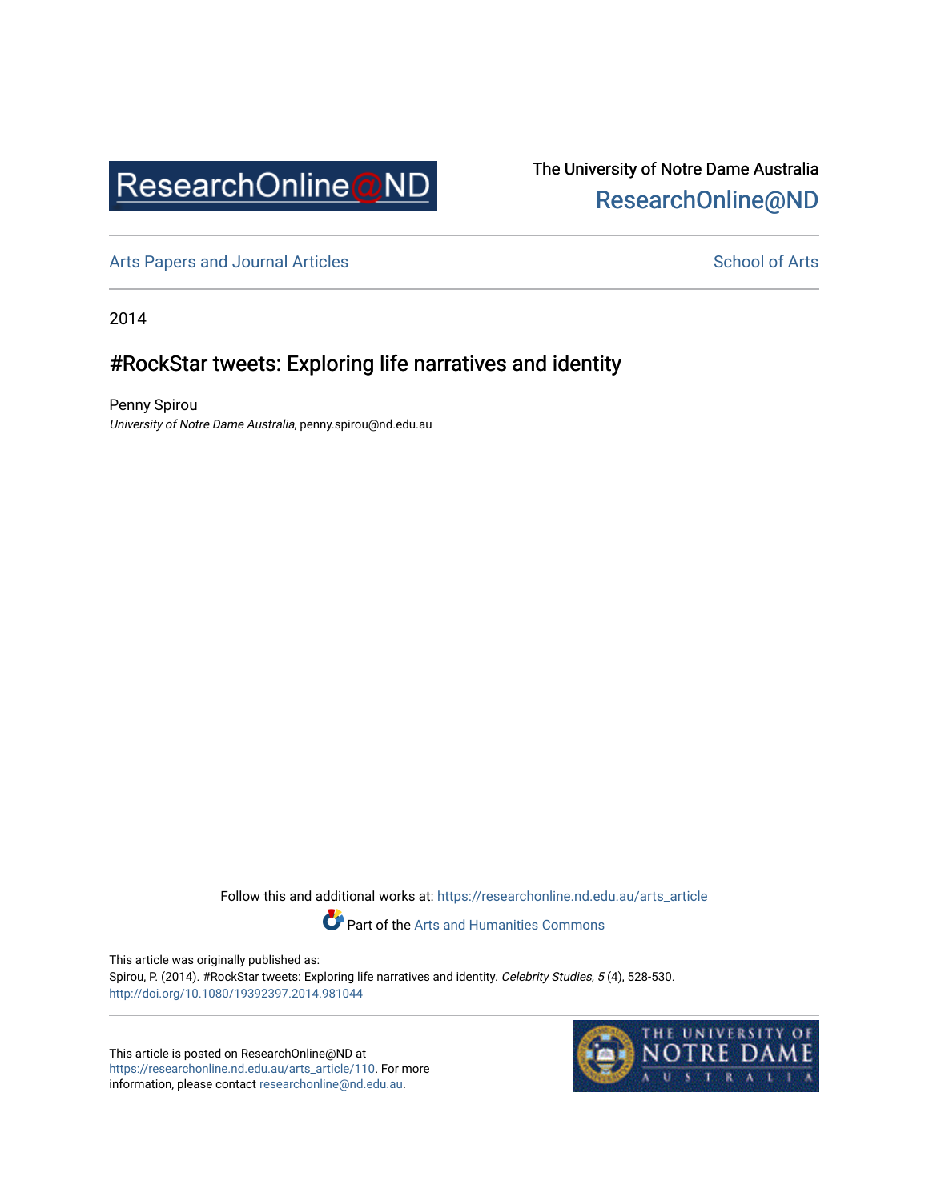ResearchOnline@ND

The University of Notre Dame Australia
ResearchOnline@ND

Arts Papers and Journal Articles

School of Arts

2014

# #RockStar tweets: Exploring life narratives and identity

Penny Spirou
*University of Notre Dame Australia*, penny.spirou@nd.edu.au

Follow this and additional works at: https://researchonline.nd.edu.au/arts_article

Part of the Arts and Humanities Commons

This article was originally published as:
Spirou, P. (2014). #RockStar tweets: Exploring life narratives and identity. *Celebrity Studies, 5* (4), 528-530.
http://doi.org/10.1080/19392397.2014.981044

This article is posted on ResearchOnline@ND at https://researchonline.nd.edu.au/arts_article/110. For more information, please contact researchonline@nd.edu.au.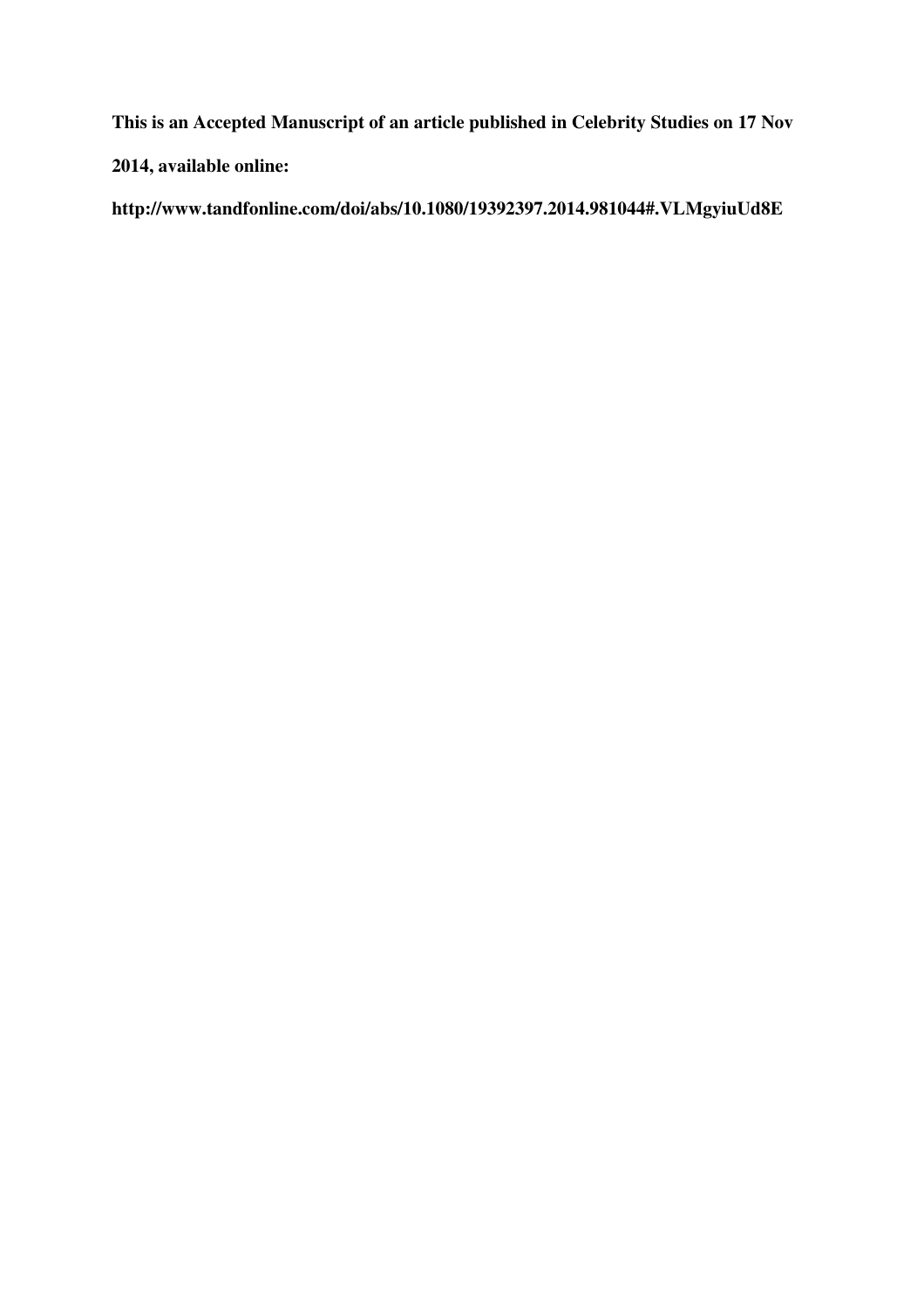**This is an Accepted Manuscript of an article published in Celebrity Studies on 17 Nov 2014, available online:**

**http://www.tandfonline.com/doi/abs/10.1080/19392397.2014.981044#.VLMgyiuUd8E**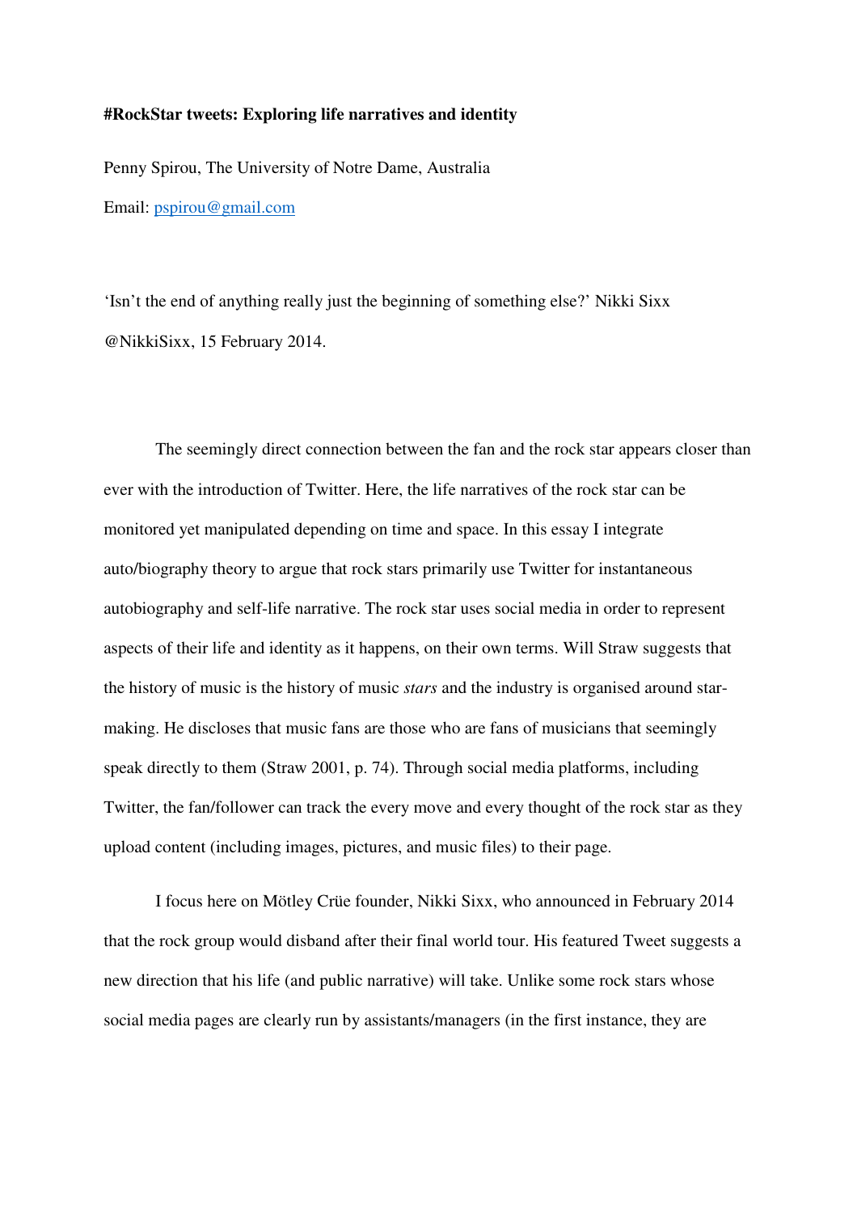**#RockStar tweets: Exploring life narratives and identity**

Penny Spirou, The University of Notre Dame, Australia

Email: pspirou@gmail.com

'Isn't the end of anything really just the beginning of something else?' Nikki Sixx @NikkiSixx, 15 February 2014.

The seemingly direct connection between the fan and the rock star appears closer than ever with the introduction of Twitter. Here, the life narratives of the rock star can be monitored yet manipulated depending on time and space. In this essay I integrate auto/biography theory to argue that rock stars primarily use Twitter for instantaneous autobiography and self-life narrative. The rock star uses social media in order to represent aspects of their life and identity as it happens, on their own terms. Will Straw suggests that the history of music is the history of music *stars* and the industry is organised around star-making. He discloses that music fans are those who are fans of musicians that seemingly speak directly to them (Straw 2001, p. 74). Through social media platforms, including Twitter, the fan/follower can track the every move and every thought of the rock star as they upload content (including images, pictures, and music files) to their page.

I focus here on Mötley Crüe founder, Nikki Sixx, who announced in February 2014 that the rock group would disband after their final world tour. His featured Tweet suggests a new direction that his life (and public narrative) will take. Unlike some rock stars whose social media pages are clearly run by assistants/managers (in the first instance, they are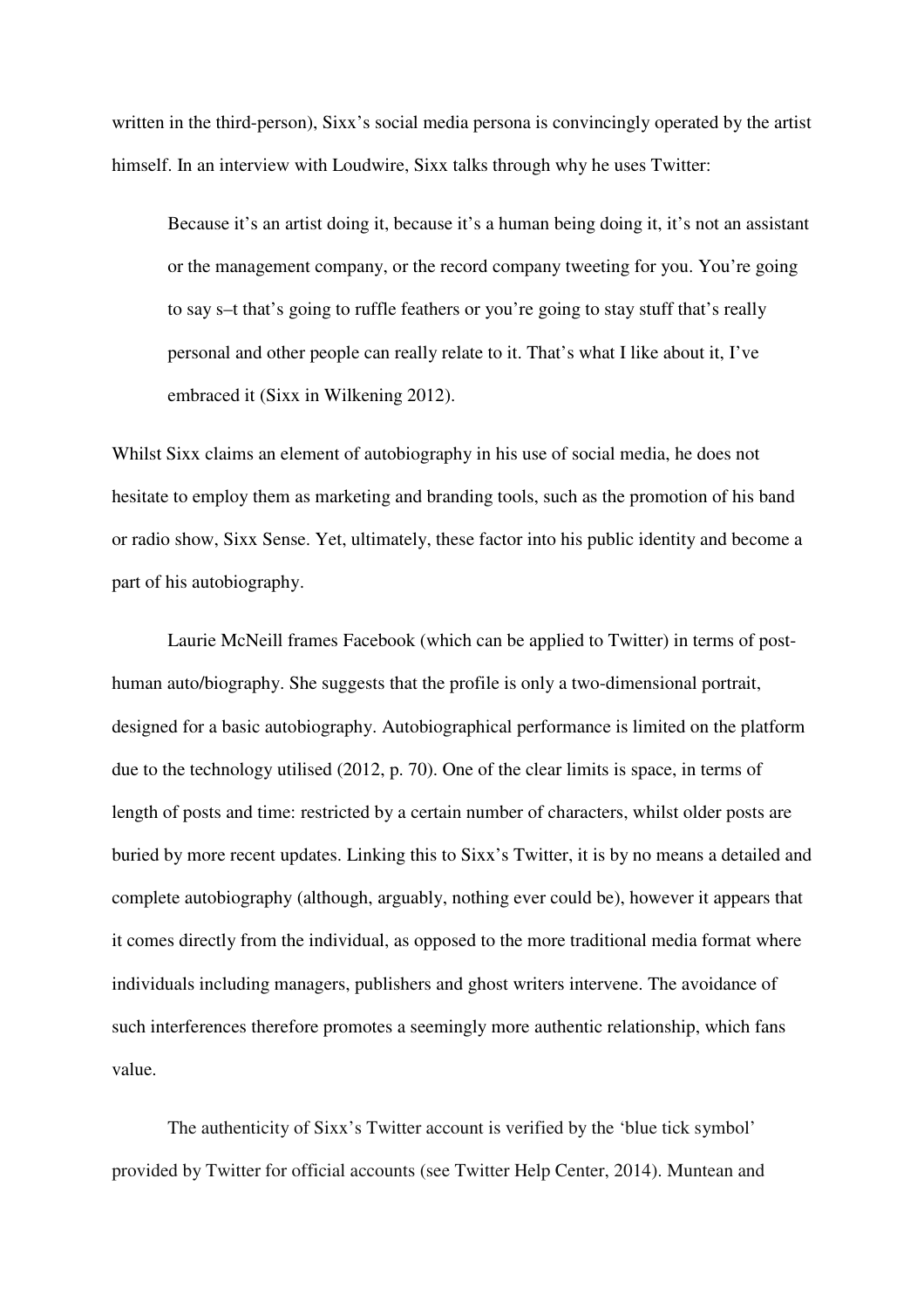written in the third-person), Sixx's social media persona is convincingly operated by the artist himself. In an interview with Loudwire, Sixx talks through why he uses Twitter:

> Because it's an artist doing it, because it's a human being doing it, it's not an assistant or the management company, or the record company tweeting for you. You're going to say s–t that's going to ruffle feathers or you're going to stay stuff that's really personal and other people can really relate to it. That's what I like about it, I've embraced it (Sixx in Wilkening 2012).

Whilst Sixx claims an element of autobiography in his use of social media, he does not hesitate to employ them as marketing and branding tools, such as the promotion of his band or radio show, Sixx Sense. Yet, ultimately, these factor into his public identity and become a part of his autobiography.

Laurie McNeill frames Facebook (which can be applied to Twitter) in terms of post-human auto/biography. She suggests that the profile is only a two-dimensional portrait, designed for a basic autobiography. Autobiographical performance is limited on the platform due to the technology utilised (2012, p. 70). One of the clear limits is space, in terms of length of posts and time: restricted by a certain number of characters, whilst older posts are buried by more recent updates. Linking this to Sixx's Twitter, it is by no means a detailed and complete autobiography (although, arguably, nothing ever could be), however it appears that it comes directly from the individual, as opposed to the more traditional media format where individuals including managers, publishers and ghost writers intervene. The avoidance of such interferences therefore promotes a seemingly more authentic relationship, which fans value.

The authenticity of Sixx's Twitter account is verified by the 'blue tick symbol' provided by Twitter for official accounts (see Twitter Help Center, 2014). Muntean and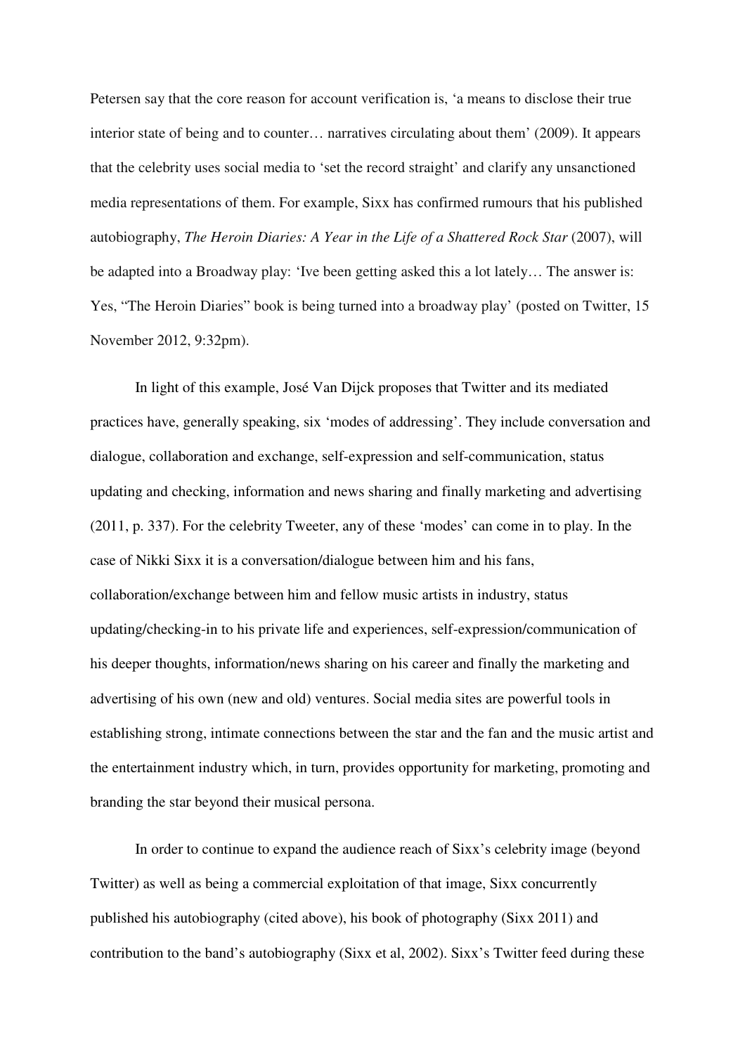Petersen say that the core reason for account verification is, 'a means to disclose their true interior state of being and to counter… narratives circulating about them' (2009). It appears that the celebrity uses social media to 'set the record straight' and clarify any unsanctioned media representations of them. For example, Sixx has confirmed rumours that his published autobiography, *The Heroin Diaries: A Year in the Life of a Shattered Rock Star* (2007), will be adapted into a Broadway play: 'Ive been getting asked this a lot lately… The answer is: Yes, "The Heroin Diaries" book is being turned into a broadway play' (posted on Twitter, 15 November 2012, 9:32pm).

In light of this example, José Van Dijck proposes that Twitter and its mediated practices have, generally speaking, six 'modes of addressing'. They include conversation and dialogue, collaboration and exchange, self-expression and self-communication, status updating and checking, information and news sharing and finally marketing and advertising (2011, p. 337). For the celebrity Tweeter, any of these 'modes' can come in to play. In the case of Nikki Sixx it is a conversation/dialogue between him and his fans, collaboration/exchange between him and fellow music artists in industry, status updating/checking-in to his private life and experiences, self-expression/communication of his deeper thoughts, information/news sharing on his career and finally the marketing and advertising of his own (new and old) ventures. Social media sites are powerful tools in establishing strong, intimate connections between the star and the fan and the music artist and the entertainment industry which, in turn, provides opportunity for marketing, promoting and branding the star beyond their musical persona.

In order to continue to expand the audience reach of Sixx's celebrity image (beyond Twitter) as well as being a commercial exploitation of that image, Sixx concurrently published his autobiography (cited above), his book of photography (Sixx 2011) and contribution to the band's autobiography (Sixx et al, 2002). Sixx's Twitter feed during these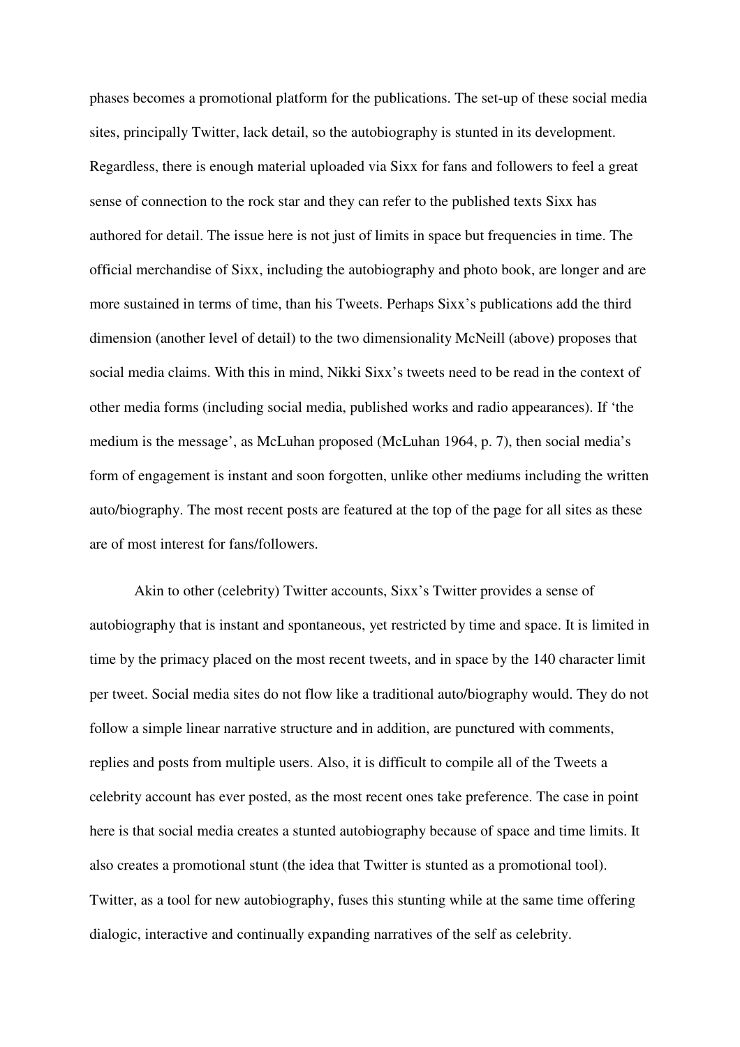phases becomes a promotional platform for the publications. The set-up of these social media sites, principally Twitter, lack detail, so the autobiography is stunted in its development. Regardless, there is enough material uploaded via Sixx for fans and followers to feel a great sense of connection to the rock star and they can refer to the published texts Sixx has authored for detail. The issue here is not just of limits in space but frequencies in time. The official merchandise of Sixx, including the autobiography and photo book, are longer and are more sustained in terms of time, than his Tweets. Perhaps Sixx's publications add the third dimension (another level of detail) to the two dimensionality McNeill (above) proposes that social media claims. With this in mind, Nikki Sixx's tweets need to be read in the context of other media forms (including social media, published works and radio appearances). If 'the medium is the message', as McLuhan proposed (McLuhan 1964, p. 7), then social media's form of engagement is instant and soon forgotten, unlike other mediums including the written auto/biography. The most recent posts are featured at the top of the page for all sites as these are of most interest for fans/followers.

Akin to other (celebrity) Twitter accounts, Sixx's Twitter provides a sense of autobiography that is instant and spontaneous, yet restricted by time and space. It is limited in time by the primacy placed on the most recent tweets, and in space by the 140 character limit per tweet. Social media sites do not flow like a traditional auto/biography would. They do not follow a simple linear narrative structure and in addition, are punctured with comments, replies and posts from multiple users. Also, it is difficult to compile all of the Tweets a celebrity account has ever posted, as the most recent ones take preference. The case in point here is that social media creates a stunted autobiography because of space and time limits. It also creates a promotional stunt (the idea that Twitter is stunted as a promotional tool). Twitter, as a tool for new autobiography, fuses this stunting while at the same time offering dialogic, interactive and continually expanding narratives of the self as celebrity.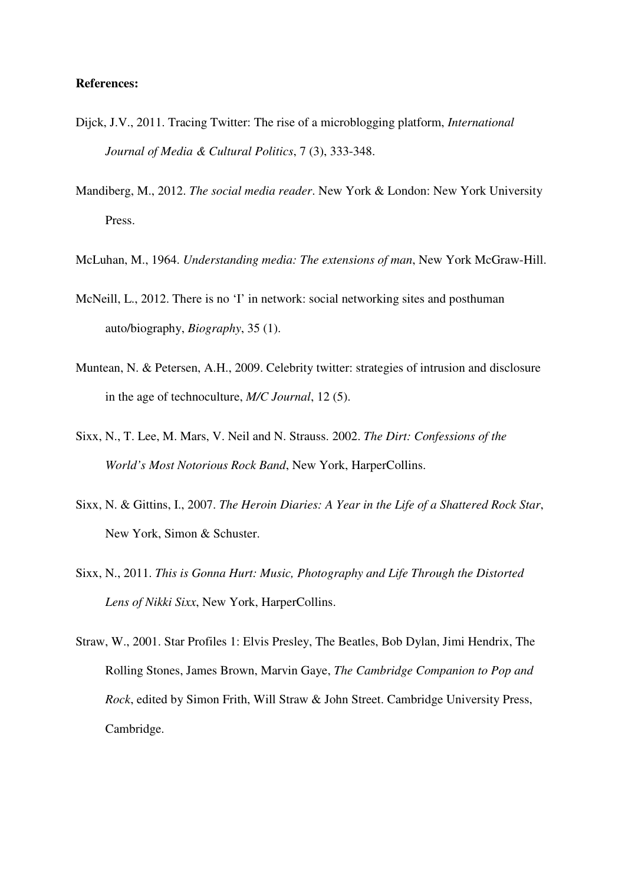**References:**

Dijck, J.V., 2011. Tracing Twitter: The rise of a microblogging platform, *International Journal of Media & Cultural Politics*, 7 (3), 333-348.

Mandiberg, M., 2012. *The social media reader*. New York & London: New York University Press.

McLuhan, M., 1964. *Understanding media: The extensions of man*, New York McGraw-Hill.

McNeill, L., 2012. There is no 'I' in network: social networking sites and posthuman auto/biography, *Biography*, 35 (1).

Muntean, N. & Petersen, A.H., 2009. Celebrity twitter: strategies of intrusion and disclosure in the age of technoculture, *M/C Journal*, 12 (5).

Sixx, N., T. Lee, M. Mars, V. Neil and N. Strauss. 2002. *The Dirt: Confessions of the World's Most Notorious Rock Band*, New York, HarperCollins.

Sixx, N. & Gittins, I., 2007. *The Heroin Diaries: A Year in the Life of a Shattered Rock Star*, New York, Simon & Schuster.

Sixx, N., 2011. *This is Gonna Hurt: Music, Photography and Life Through the Distorted Lens of Nikki Sixx*, New York, HarperCollins.

Straw, W., 2001. Star Profiles 1: Elvis Presley, The Beatles, Bob Dylan, Jimi Hendrix, The Rolling Stones, James Brown, Marvin Gaye, *The Cambridge Companion to Pop and Rock*, edited by Simon Frith, Will Straw & John Street. Cambridge University Press, Cambridge.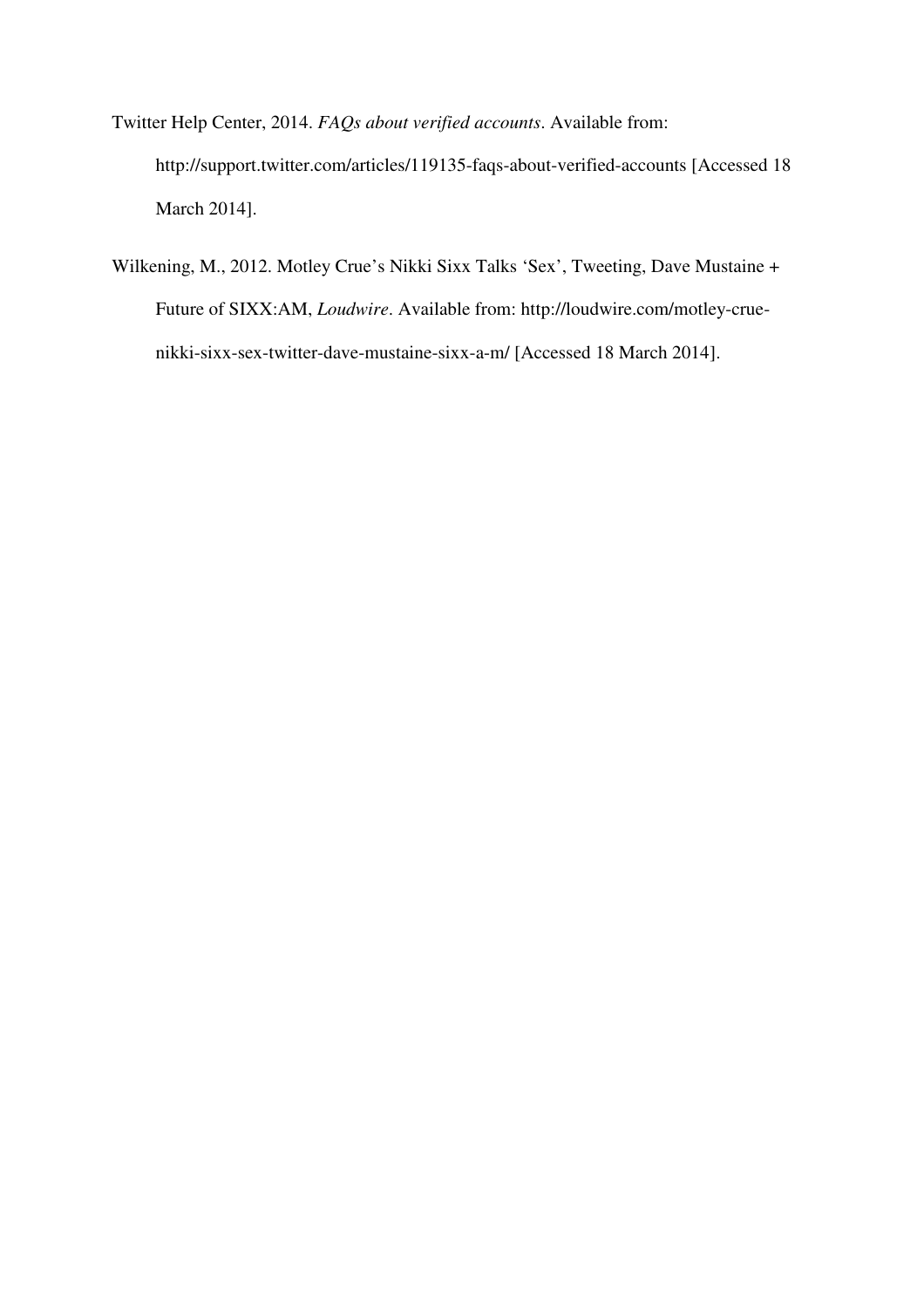Twitter Help Center, 2014. *FAQs about verified accounts*. Available from: http://support.twitter.com/articles/119135-faqs-about-verified-accounts [Accessed 18 March 2014].

Wilkening, M., 2012. Motley Crue's Nikki Sixx Talks 'Sex', Tweeting, Dave Mustaine + Future of SIXX:AM, *Loudwire*. Available from: http://loudwire.com/motley-crue-nikki-sixx-sex-twitter-dave-mustaine-sixx-a-m/ [Accessed 18 March 2014].